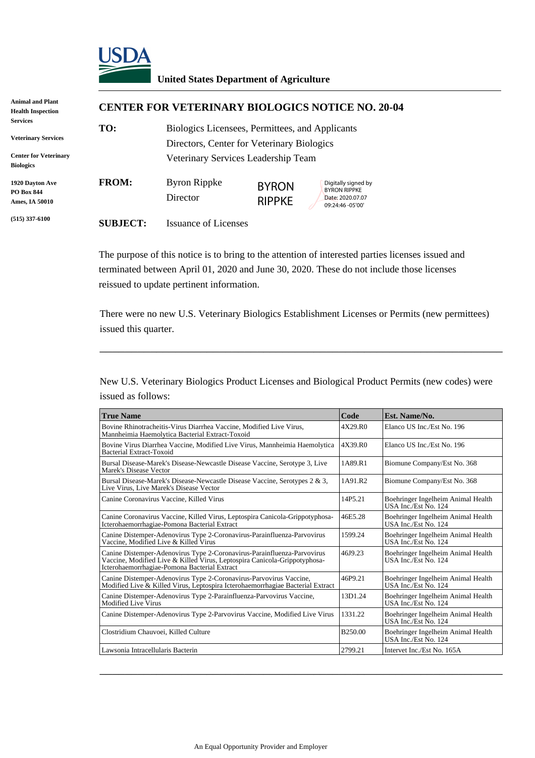USDA

**United States Department of Agriculture**

**Animal and Plant Health Inspection Services**

**Veterinary Services**

**Center for Veterinary Biologics**

**1920 Dayton Ave**
**PO Box 844**
**Ames, IA 50010**

**(515) 337-6100**

## CENTER FOR VETERINARY BIOLOGICS NOTICE NO. 20-04

**TO:** Biologics Licensees, Permittees, and Applicants
Directors, Center for Veterinary Biologics
Veterinary Services Leadership Team

**FROM:** Byron Rippke
Director

BYRON RIPPKE — Digitally signed by BYRON RIPPKE Date: 2020.07.07 09:24:46 -05'00'

**SUBJECT:** Issuance of Licenses

The purpose of this notice is to bring to the attention of interested parties licenses issued and terminated between April 01, 2020 and June 30, 2020. These do not include those licenses reissued to update pertinent information.

There were no new U.S. Veterinary Biologics Establishment Licenses or Permits (new permittees) issued this quarter.

---

New U.S. Veterinary Biologics Product Licenses and Biological Product Permits (new codes) were issued as follows:

| True Name | Code | Est. Name/No. |
|---|---|---|
| Bovine Rhinotracheitis-Virus Diarrhea Vaccine, Modified Live Virus, Mannheimia Haemolytica Bacterial Extract-Toxoid | 4X29.R0 | Elanco US Inc./Est No. 196 |
| Bovine Virus Diarrhea Vaccine, Modified Live Virus, Mannheimia Haemolytica Bacterial Extract-Toxoid | 4X39.R0 | Elanco US Inc./Est No. 196 |
| Bursal Disease-Marek's Disease-Newcastle Disease Vaccine, Serotype 3, Live Marek's Disease Vector | 1A89.R1 | Biomune Company/Est No. 368 |
| Bursal Disease-Marek's Disease-Newcastle Disease Vaccine, Serotypes 2 & 3, Live Virus, Live Marek's Disease Vector | 1A91.R2 | Biomune Company/Est No. 368 |
| Canine Coronavirus Vaccine, Killed Virus | 14P5.21 | Boehringer Ingelheim Animal Health USA Inc./Est No. 124 |
| Canine Coronavirus Vaccine, Killed Virus, Leptospira Canicola-Grippotyphosa-Icterohaemorrhagiae-Pomona Bacterial Extract | 46E5.28 | Boehringer Ingelheim Animal Health USA Inc./Est No. 124 |
| Canine Distemper-Adenovirus Type 2-Coronavirus-Parainfluenza-Parvovirus Vaccine, Modified Live & Killed Virus | 1599.24 | Boehringer Ingelheim Animal Health USA Inc./Est No. 124 |
| Canine Distemper-Adenovirus Type 2-Coronavirus-Parainfluenza-Parvovirus Vaccine, Modified Live & Killed Virus, Leptospira Canicola-Grippotyphosa-Icterohaemorrhagiae-Pomona Bacterial Extract | 46J9.23 | Boehringer Ingelheim Animal Health USA Inc./Est No. 124 |
| Canine Distemper-Adenovirus Type 2-Coronavirus-Parvovirus Vaccine, Modified Live & Killed Virus, Leptospira Icterohaemorrhagiae Bacterial Extract | 46P9.21 | Boehringer Ingelheim Animal Health USA Inc./Est No. 124 |
| Canine Distemper-Adenovirus Type 2-Parainfluenza-Parvovirus Vaccine, Modified Live Virus | 13D1.24 | Boehringer Ingelheim Animal Health USA Inc./Est No. 124 |
| Canine Distemper-Adenovirus Type 2-Parvovirus Vaccine, Modified Live Virus | 1331.22 | Boehringer Ingelheim Animal Health USA Inc./Est No. 124 |
| Clostridium Chauvoei, Killed Culture | B250.00 | Boehringer Ingelheim Animal Health USA Inc./Est No. 124 |
| Lawsonia Intracellularis Bacterin | 2799.21 | Intervet Inc./Est No. 165A |

---

An Equal Opportunity Provider and Employer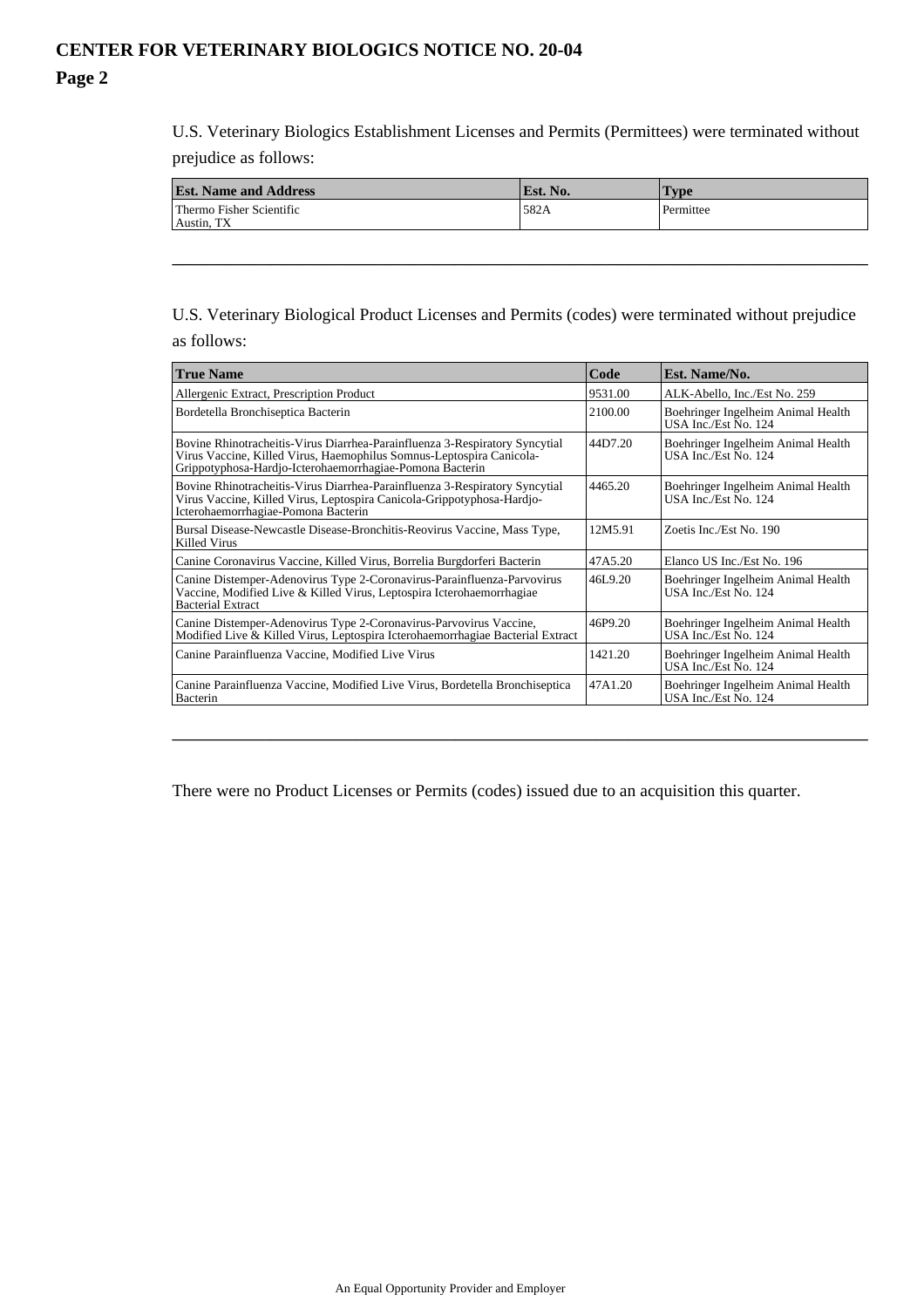U.S. Veterinary Biologics Establishment Licenses and Permits (Permittees) were terminated without prejudice as follows:

| Est. Name and Address | Est. No. | Type |
|---|---|---|
| Thermo Fisher Scientific<br>Austin, TX | 582A | Permittee |

---

U.S. Veterinary Biological Product Licenses and Permits (codes) were terminated without prejudice as follows:

| True Name | Code | Est. Name/No. |
|---|---|---|
| Allergenic Extract, Prescription Product | 9531.00 | ALK-Abello, Inc./Est No. 259 |
| Bordetella Bronchiseptica Bacterin | 2100.00 | Boehringer Ingelheim Animal Health USA Inc./Est No. 124 |
| Bovine Rhinotracheitis-Virus Diarrhea-Parainfluenza 3-Respiratory Syncytial Virus Vaccine, Killed Virus, Haemophilus Somnus-Leptospira Canicola-Grippotyphosa-Hardjo-Icterohaemorrhagiae-Pomona Bacterin | 44D7.20 | Boehringer Ingelheim Animal Health USA Inc./Est No. 124 |
| Bovine Rhinotracheitis-Virus Diarrhea-Parainfluenza 3-Respiratory Syncytial Virus Vaccine, Killed Virus, Leptospira Canicola-Grippotyphosa-Hardjo-Icterohaemorrhagiae-Pomona Bacterin | 4465.20 | Boehringer Ingelheim Animal Health USA Inc./Est No. 124 |
| Bursal Disease-Newcastle Disease-Bronchitis-Reovirus Vaccine, Mass Type, Killed Virus | 12M5.91 | Zoetis Inc./Est No. 190 |
| Canine Coronavirus Vaccine, Killed Virus, Borrelia Burgdorferi Bacterin | 47A5.20 | Elanco US Inc./Est No. 196 |
| Canine Distemper-Adenovirus Type 2-Coronavirus-Parainfluenza-Parvovirus Vaccine, Modified Live & Killed Virus, Leptospira Icterohaemorrhagiae Bacterial Extract | 46L9.20 | Boehringer Ingelheim Animal Health USA Inc./Est No. 124 |
| Canine Distemper-Adenovirus Type 2-Coronavirus-Parvovirus Vaccine, Modified Live & Killed Virus, Leptospira Icterohaemorrhagiae Bacterial Extract | 46P9.20 | Boehringer Ingelheim Animal Health USA Inc./Est No. 124 |
| Canine Parainfluenza Vaccine, Modified Live Virus | 1421.20 | Boehringer Ingelheim Animal Health USA Inc./Est No. 124 |
| Canine Parainfluenza Vaccine, Modified Live Virus, Bordetella Bronchiseptica Bacterin | 47A1.20 | Boehringer Ingelheim Animal Health USA Inc./Est No. 124 |

---

There were no Product Licenses or Permits (codes) issued due to an acquisition this quarter.